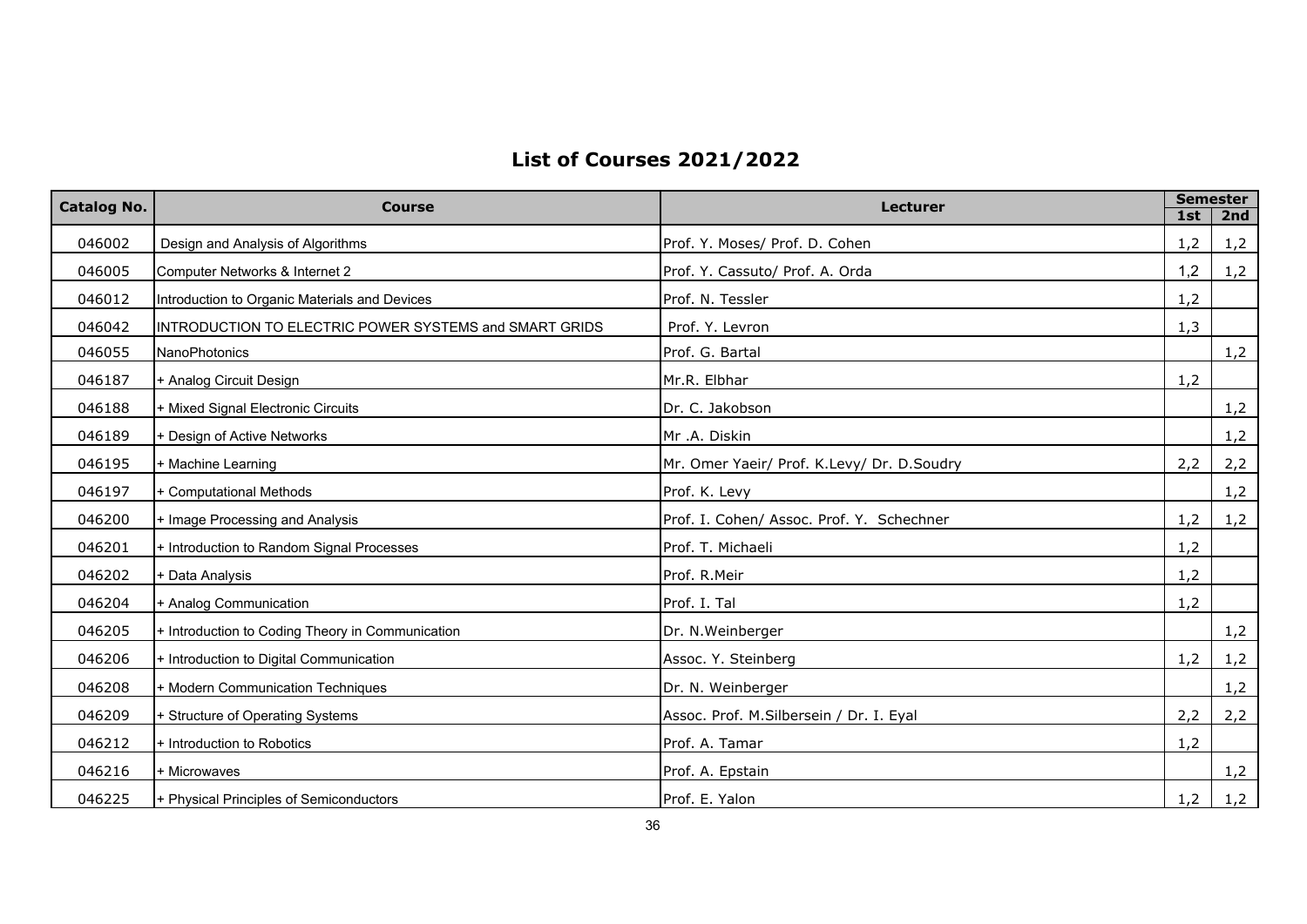# List of Courses 2021/2022

| Catalog No. | Course | Lecturer | Semester | |
|---|---|---|---|---|
| | | | 1st | 2nd |
| 046002 | Design and Analysis of Algorithms | Prof. Y. Moses/ Prof. D. Cohen | 1,2 | 1,2 |
| 046005 | Computer Networks & Internet 2 | Prof. Y. Cassuto/ Prof. A. Orda | 1,2 | 1,2 |
| 046012 | Introduction to Organic Materials and Devices | Prof. N. Tessler | 1,2 | |
| 046042 | INTRODUCTION TO ELECTRIC POWER SYSTEMS and SMART GRIDS | Prof. Y. Levron | 1,3 | |
| 046055 | NanoPhotonics | Prof. G. Bartal | | 1,2 |
| 046187 | + Analog Circuit Design | Mr.R. Elbhar | 1,2 | |
| 046188 | + Mixed Signal Electronic Circuits | Dr. C. Jakobson | | 1,2 |
| 046189 | + Design of Active Networks | Mr .A. Diskin | | 1,2 |
| 046195 | + Machine Learning | Mr. Omer Yaeir/ Prof. K.Levy/ Dr. D.Soudry | 2,2 | 2,2 |
| 046197 | + Computational Methods | Prof. K. Levy | | 1,2 |
| 046200 | + Image Processing and Analysis | Prof. I. Cohen/ Assoc. Prof. Y. Schechner | 1,2 | 1,2 |
| 046201 | + Introduction to Random Signal Processes | Prof. T. Michaeli | 1,2 | |
| 046202 | + Data Analysis | Prof. R.Meir | 1,2 | |
| 046204 | + Analog Communication | Prof. I. Tal | 1,2 | |
| 046205 | + Introduction to Coding Theory in Communication | Dr. N.Weinberger | | 1,2 |
| 046206 | + Introduction to Digital Communication | Assoc. Y. Steinberg | 1,2 | 1,2 |
| 046208 | + Modern Communication Techniques | Dr. N. Weinberger | | 1,2 |
| 046209 | + Structure of Operating Systems | Assoc. Prof. M.Silbersein / Dr. I. Eyal | 2,2 | 2,2 |
| 046212 | + Introduction to Robotics | Prof. A. Tamar | 1,2 | |
| 046216 | + Microwaves | Prof. A. Epstain | | 1,2 |
| 046225 | + Physical Principles of Semiconductors | Prof. E. Yalon | 1,2 | 1,2 |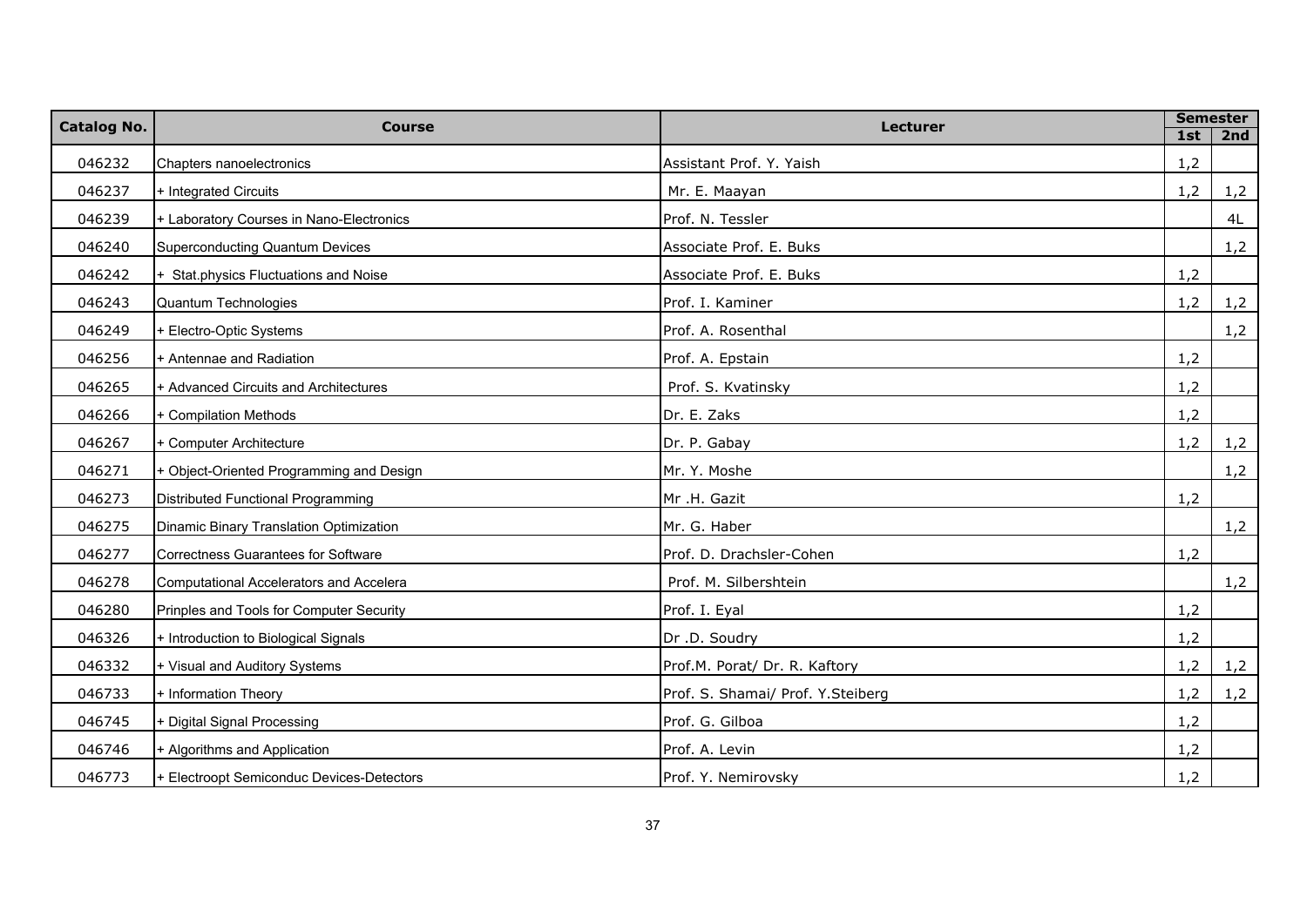| Catalog No. | Course | Lecturer | Semester | |
|---|---|---|---|---|
| | | | 1st | 2nd |
| 046232 | Chapters nanoelectronics | Assistant Prof. Y. Yaish | 1,2 | |
| 046237 | + Integrated Circuits | Mr. E. Maayan | 1,2 | 1,2 |
| 046239 | + Laboratory Courses in Nano-Electronics | Prof. N. Tessler | | 4L |
| 046240 | Superconducting Quantum Devices | Associate Prof. E. Buks | | 1,2 |
| 046242 | + Stat.physics Fluctuations and Noise | Associate Prof. E. Buks | 1,2 | |
| 046243 | Quantum Technologies | Prof. I. Kaminer | 1,2 | 1,2 |
| 046249 | + Electro-Optic Systems | Prof. A. Rosenthal | | 1,2 |
| 046256 | + Antennae and Radiation | Prof. A. Epstain | 1,2 | |
| 046265 | + Advanced Circuits and Architectures | Prof. S. Kvatinsky | 1,2 | |
| 046266 | + Compilation Methods | Dr. E. Zaks | 1,2 | |
| 046267 | + Computer Architecture | Dr. P. Gabay | 1,2 | 1,2 |
| 046271 | + Object-Oriented Programming and Design | Mr. Y. Moshe | | 1,2 |
| 046273 | Distributed Functional Programming | Mr .H. Gazit | 1,2 | |
| 046275 | Dinamic Binary Translation Optimization | Mr. G. Haber | | 1,2 |
| 046277 | Correctness Guarantees for Software | Prof. D. Drachsler-Cohen | 1,2 | |
| 046278 | Computational Accelerators and Accelera | Prof. M. Silbershtein | | 1,2 |
| 046280 | Prinples and Tools for Computer Security | Prof. I. Eyal | 1,2 | |
| 046326 | + Introduction to Biological Signals | Dr .D. Soudry | 1,2 | |
| 046332 | + Visual and Auditory Systems | Prof.M. Porat/ Dr. R. Kaftory | 1,2 | 1,2 |
| 046733 | + Information Theory | Prof. S. Shamai/ Prof. Y.Steiberg | 1,2 | 1,2 |
| 046745 | + Digital Signal Processing | Prof. G. Gilboa | 1,2 | |
| 046746 | + Algorithms and Application | Prof. A. Levin | 1,2 | |
| 046773 | + Electroopt Semiconduc Devices-Detectors | Prof. Y. Nemirovsky | 1,2 | |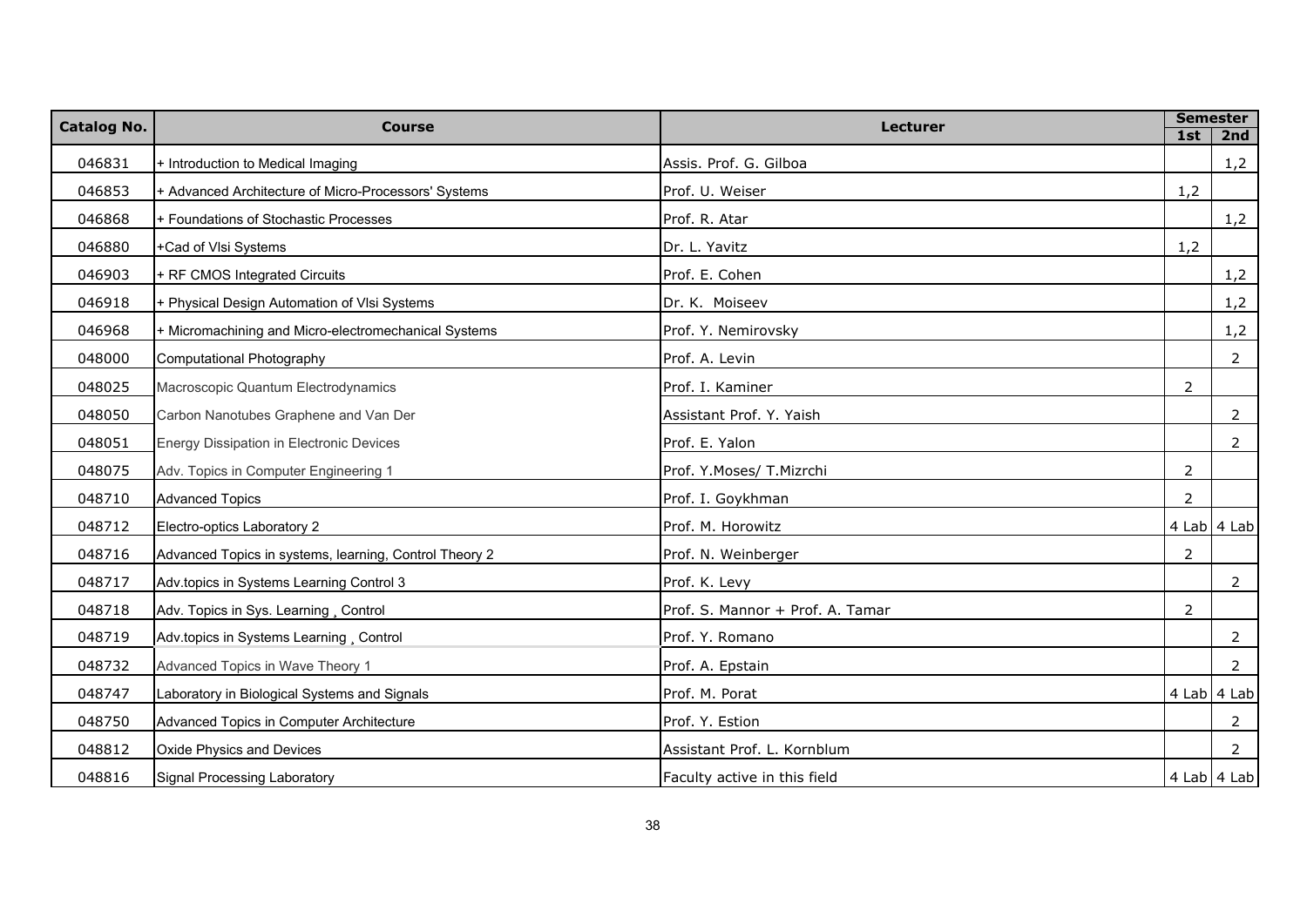| Catalog No. | Course | Lecturer | Semester | |
|---|---|---|---|---|
| | | | 1st | 2nd |
| 046831 | + Introduction to Medical Imaging | Assis. Prof. G. Gilboa | | 1,2 |
| 046853 | + Advanced Architecture of Micro-Processors' Systems | Prof. U. Weiser | 1,2 | |
| 046868 | + Foundations of Stochastic Processes | Prof. R. Atar | | 1,2 |
| 046880 | +Cad of Vlsi Systems | Dr. L. Yavitz | 1,2 | |
| 046903 | + RF CMOS Integrated Circuits | Prof. E. Cohen | | 1,2 |
| 046918 | + Physical Design Automation of Vlsi Systems | Dr. K. Moiseev | | 1,2 |
| 046968 | + Micromachining and Micro-electromechanical Systems | Prof. Y. Nemirovsky | | 1,2 |
| 048000 | Computational Photography | Prof. A. Levin | | 2 |
| 048025 | Macroscopic Quantum Electrodynamics | Prof. I. Kaminer | 2 | |
| 048050 | Carbon Nanotubes Graphene and Van Der | Assistant Prof. Y. Yaish | | 2 |
| 048051 | Energy Dissipation in Electronic Devices | Prof. E. Yalon | | 2 |
| 048075 | Adv. Topics in Computer Engineering 1 | Prof. Y.Moses/ T.Mizrchi | 2 | |
| 048710 | Advanced Topics | Prof. I. Goykhman | 2 | |
| 048712 | Electro-optics Laboratory 2 | Prof. M. Horowitz | 4 Lab | 4 Lab |
| 048716 | Advanced Topics in systems, learning, Control Theory 2 | Prof. N. Weinberger | 2 | |
| 048717 | Adv.topics in Systems Learning Control 3 | Prof. K. Levy | | 2 |
| 048718 | Adv. Topics in Sys. Learning ¸ Control | Prof. S. Mannor + Prof. A. Tamar | 2 | |
| 048719 | Adv.topics in Systems Learning ¸ Control | Prof. Y. Romano | | 2 |
| 048732 | Advanced Topics in Wave Theory 1 | Prof. A. Epstain | | 2 |
| 048747 | Laboratory in Biological Systems and Signals | Prof. M. Porat | 4 Lab | 4 Lab |
| 048750 | Advanced Topics in Computer Architecture | Prof. Y. Estion | | 2 |
| 048812 | Oxide Physics and Devices | Assistant Prof. L. Kornblum | | 2 |
| 048816 | Signal Processing Laboratory | Faculty active in this field | 4 Lab | 4 Lab |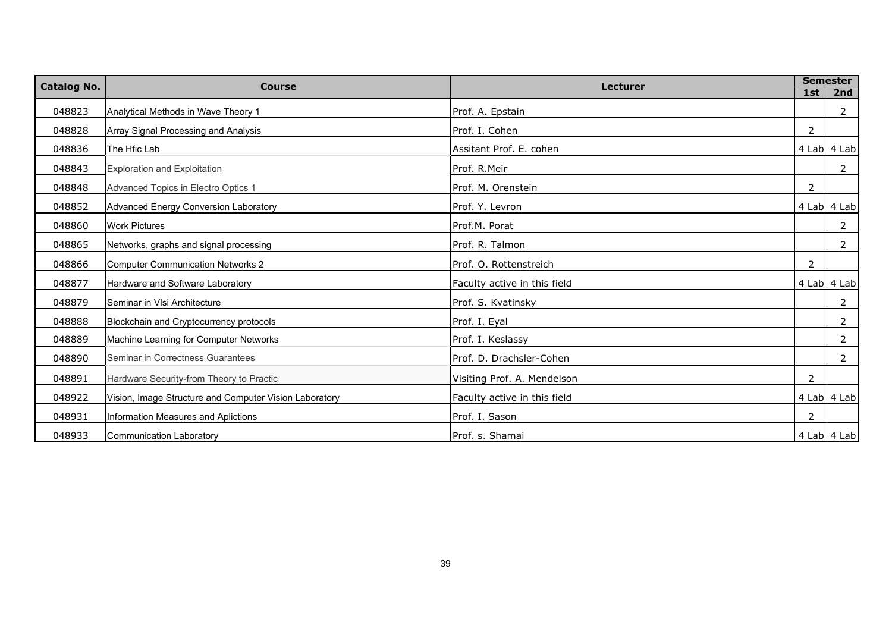| Catalog No. | Course | Lecturer | Semester | |
|---|---|---|---|---|
| | | | 1st | 2nd |
| 048823 | Analytical Methods in Wave Theory 1 | Prof. A. Epstain | | 2 |
| 048828 | Array Signal Processing and Analysis | Prof. I. Cohen | 2 | |
| 048836 | The Hfic Lab | Assitant Prof. E. cohen | 4 Lab | 4 Lab |
| 048843 | Exploration and Exploitation | Prof. R.Meir | | 2 |
| 048848 | Advanced Topics in Electro Optics 1 | Prof. M. Orenstein | 2 | |
| 048852 | Advanced Energy Conversion Laboratory | Prof. Y. Levron | 4 Lab | 4 Lab |
| 048860 | Work Pictures | Prof.M. Porat | | 2 |
| 048865 | Networks, graphs and signal processing | Prof. R. Talmon | | 2 |
| 048866 | Computer Communication Networks 2 | Prof. O. Rottenstreich | 2 | |
| 048877 | Hardware and Software Laboratory | Faculty active in this field | 4 Lab | 4 Lab |
| 048879 | Seminar in Vlsi Architecture | Prof. S. Kvatinsky | | 2 |
| 048888 | Blockchain and Cryptocurrency protocols | Prof. I. Eyal | | 2 |
| 048889 | Machine Learning for Computer Networks | Prof. I. Keslassy | | 2 |
| 048890 | Seminar in Correctness Guarantees | Prof. D. Drachsler-Cohen | | 2 |
| 048891 | Hardware Security-from Theory to Practic | Visiting Prof. A. Mendelson | 2 | |
| 048922 | Vision, Image Structure and Computer Vision Laboratory | Faculty active in this field | 4 Lab | 4 Lab |
| 048931 | Information Measures and Aplictions | Prof. I. Sason | 2 | |
| 048933 | Communication Laboratory | Prof. s. Shamai | 4 Lab | 4 Lab |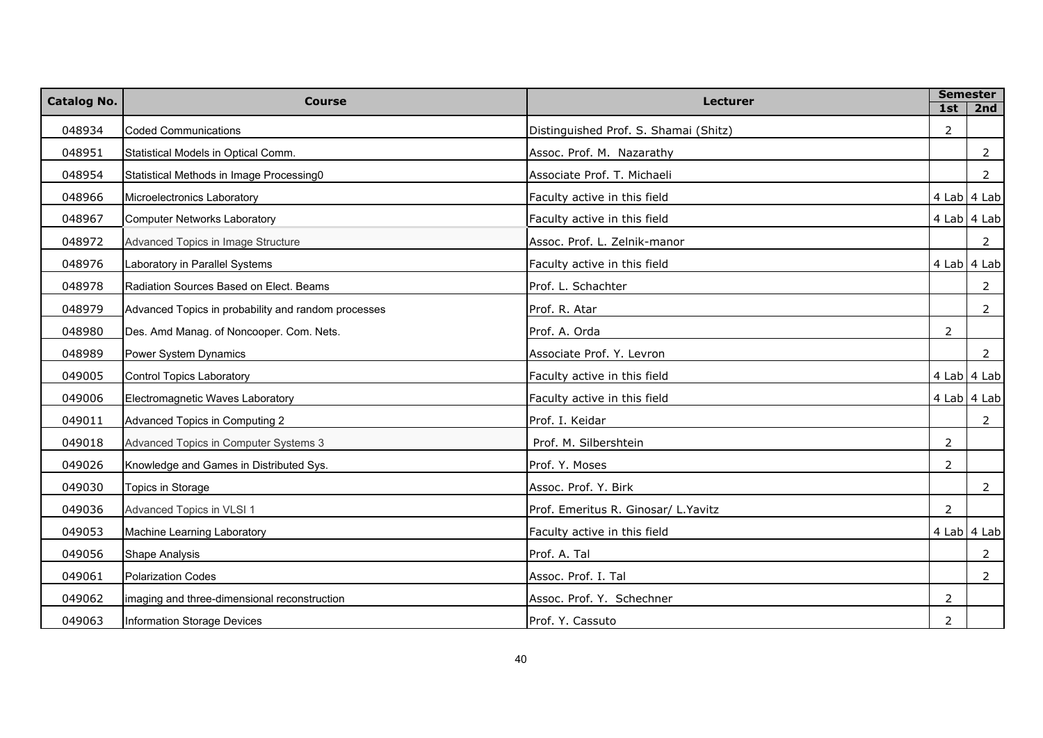| Catalog No. | Course | Lecturer | Semester | |
|---|---|---|---|---|
| | | | 1st | 2nd |
| 048934 | Coded Communications | Distinguished Prof. S. Shamai (Shitz) | 2 | |
| 048951 | Statistical Models in Optical Comm. | Assoc. Prof. M. Nazarathy | | 2 |
| 048954 | Statistical Methods in Image Processing0 | Associate Prof. T. Michaeli | | 2 |
| 048966 | Microelectronics Laboratory | Faculty active in this field | 4 Lab | 4 Lab |
| 048967 | Computer Networks Laboratory | Faculty active in this field | 4 Lab | 4 Lab |
| 048972 | Advanced Topics in Image Structure | Assoc. Prof. L. Zelnik-manor | | 2 |
| 048976 | Laboratory in Parallel Systems | Faculty active in this field | 4 Lab | 4 Lab |
| 048978 | Radiation Sources Based on Elect. Beams | Prof. L. Schachter | | 2 |
| 048979 | Advanced Topics in probability and random processes | Prof. R. Atar | | 2 |
| 048980 | Des. Amd Manag. of Noncooper. Com. Nets. | Prof. A. Orda | 2 | |
| 048989 | Power System Dynamics | Associate Prof. Y. Levron | | 2 |
| 049005 | Control Topics Laboratory | Faculty active in this field | 4 Lab | 4 Lab |
| 049006 | Electromagnetic Waves Laboratory | Faculty active in this field | 4 Lab | 4 Lab |
| 049011 | Advanced Topics in Computing 2 | Prof. I. Keidar | | 2 |
| 049018 | Advanced Topics in Computer Systems 3 | Prof. M. Silbershtein | 2 | |
| 049026 | Knowledge and Games in Distributed Sys. | Prof. Y. Moses | 2 | |
| 049030 | Topics in Storage | Assoc. Prof. Y. Birk | | 2 |
| 049036 | Advanced Topics in VLSI 1 | Prof. Emeritus R. Ginosar/ L.Yavitz | 2 | |
| 049053 | Machine Learning Laboratory | Faculty active in this field | 4 Lab | 4 Lab |
| 049056 | Shape Analysis | Prof. A. Tal | | 2 |
| 049061 | Polarization Codes | Assoc. Prof. I. Tal | | 2 |
| 049062 | imaging and three-dimensional reconstruction | Assoc. Prof. Y. Schechner | 2 | |
| 049063 | Information Storage Devices | Prof. Y. Cassuto | 2 | |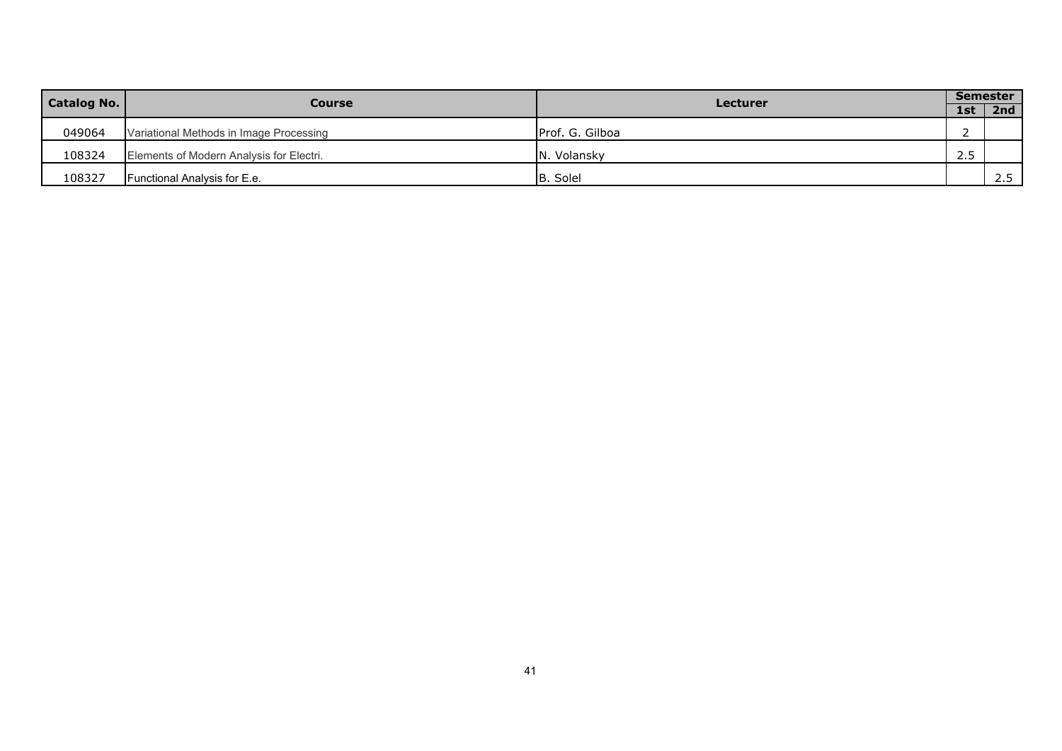| Catalog No. | Course | Lecturer | Semester | |
|---|---|---|---|---|
| | | | 1st | 2nd |
| 049064 | Variational Methods in Image Processing | Prof. G. Gilboa | 2 | |
| 108324 | Elements of Modern Analysis for Electri. | N. Volansky | 2.5 | |
| 108327 | Functional Analysis for E.e. | B. Solel | | 2.5 |